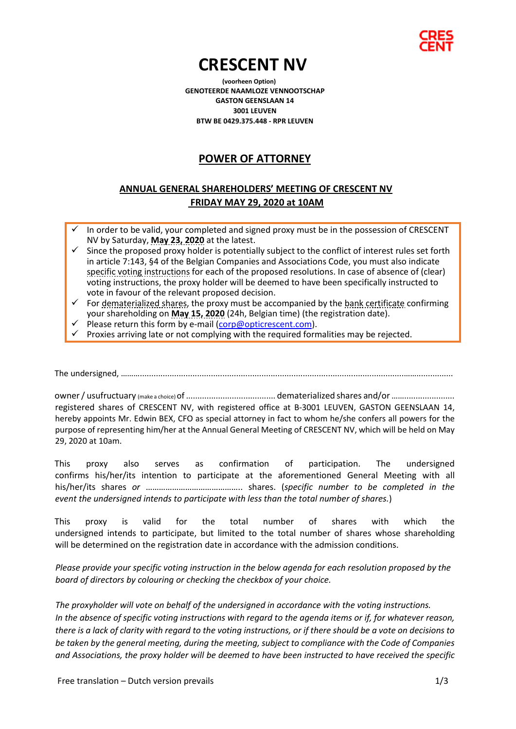# CRESCENT NV

**(voorheen Option)**
**GENOTEERDE NAAMLOZE VENNOOTSCHAP**
**GASTON GEENSLAAN 14**
**3001 LEUVEN**
**BTW BE 0429.375.448 - RPR LEUVEN**

## POWER OF ATTORNEY

### ANNUAL GENERAL SHAREHOLDERS' MEETING OF CRESCENT NV
### FRIDAY MAY 29, 2020 at 10AM

- ✓ In order to be valid, your completed and signed proxy must be in the possession of CRESCENT NV by Saturday, **May 23, 2020** at the latest.
- ✓ Since the proposed proxy holder is potentially subject to the conflict of interest rules set forth in article 7:143, §4 of the Belgian Companies and Associations Code, you must also indicate specific voting instructions for each of the proposed resolutions. In case of absence of (clear) voting instructions, the proxy holder will be deemed to have been specifically instructed to vote in favour of the relevant proposed decision.
- ✓ For dematerialized shares, the proxy must be accompanied by the bank certificate confirming your shareholding on **May 15, 2020** (24h, Belgian time) (the registration date).
- ✓ Please return this form by e-mail (corp@opticrescent.com).
- ✓ Proxies arriving late or not complying with the required formalities may be rejected.

The undersigned, ……………………………………………………………………………………………………………………………

owner / usufructuary (make a choice) of ...................................... dematerialized shares and/or ........................... registered shares of CRESCENT NV, with registered office at B-3001 LEUVEN, GASTON GEENSLAAN 14, hereby appoints Mr. Edwin BEX, CFO as special attorney in fact to whom he/she confers all powers for the purpose of representing him/her at the Annual General Meeting of CRESCENT NV, which will be held on May 29, 2020 at 10am.

This proxy also serves as confirmation of participation. The undersigned confirms his/her/its intention to participate at the aforementioned General Meeting with all his/her/its shares *or* …………………………………….. shares. (*specific number to be completed in the event the undersigned intends to participate with less than the total number of shares.*)

This proxy is valid for the total number of shares with which the undersigned intends to participate, but limited to the total number of shares whose shareholding will be determined on the registration date in accordance with the admission conditions.

*Please provide your specific voting instruction in the below agenda for each resolution proposed by the board of directors by colouring or checking the checkbox of your choice.*

*The proxyholder will vote on behalf of the undersigned in accordance with the voting instructions.*
*In the absence of specific voting instructions with regard to the agenda items or if, for whatever reason, there is a lack of clarity with regard to the voting instructions, or if there should be a vote on decisions to be taken by the general meeting, during the meeting, subject to compliance with the Code of Companies and Associations, the proxy holder will be deemed to have been instructed to have received the specific*

Free translation – Dutch version prevails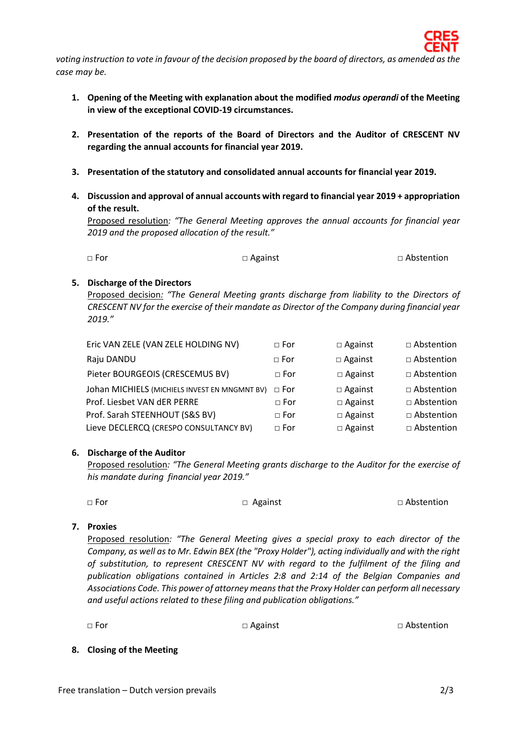*voting instruction to vote in favour of the decision proposed by the board of directors, as amended as the case may be.*

1. **Opening of the Meeting with explanation about the modified *modus operandi* of the Meeting in view of the exceptional COVID-19 circumstances.**

2. **Presentation of the reports of the Board of Directors and the Auditor of CRESCENT NV regarding the annual accounts for financial year 2019.**

3. **Presentation of the statutory and consolidated annual accounts for financial year 2019.**

4. **Discussion and approval of annual accounts with regard to financial year 2019 + appropriation of the result.**
   Proposed resolution*: "The General Meeting approves the annual accounts for financial year 2019 and the proposed allocation of the result."*

   □ For □ Against □ Abstention

5. **Discharge of the Directors**
   Proposed decision*: "The General Meeting grants discharge from liability to the Directors of CRESCENT NV for the exercise of their mandate as Director of the Company during financial year 2019."*

| | | | |
|---|---|---|---|
| Eric VAN ZELE (VAN ZELE HOLDING NV) | □ For | □ Against | □ Abstention |
| Raju DANDU | □ For | □ Against | □ Abstention |
| Pieter BOURGEOIS (CRESCEMUS BV) | □ For | □ Against | □ Abstention |
| Johan MICHIELS (MICHIELS INVEST EN MNGMNT BV) | □ For | □ Against | □ Abstention |
| Prof. Liesbet VAN dER PERRE | □ For | □ Against | □ Abstention |
| Prof. Sarah STEENHOUT (S&S BV) | □ For | □ Against | □ Abstention |
| Lieve DECLERCQ (CRESPO CONSULTANCY BV) | □ For | □ Against | □ Abstention |

6. **Discharge of the Auditor**
   Proposed resolution*: "The General Meeting grants discharge to the Auditor for the exercise of his mandate during financial year 2019."*

   □ For □ Against □ Abstention

7. **Proxies**
   Proposed resolution*: "The General Meeting gives a special proxy to each director of the Company, as well as to Mr. Edwin BEX (the "Proxy Holder"), acting individually and with the right of substitution, to represent CRESCENT NV with regard to the fulfilment of the filing and publication obligations contained in Articles 2:8 and 2:14 of the Belgian Companies and Associations Code. This power of attorney means that the Proxy Holder can perform all necessary and useful actions related to these filing and publication obligations."*

   □ For □ Against □ Abstention

8. **Closing of the Meeting**

Free translation – Dutch version prevails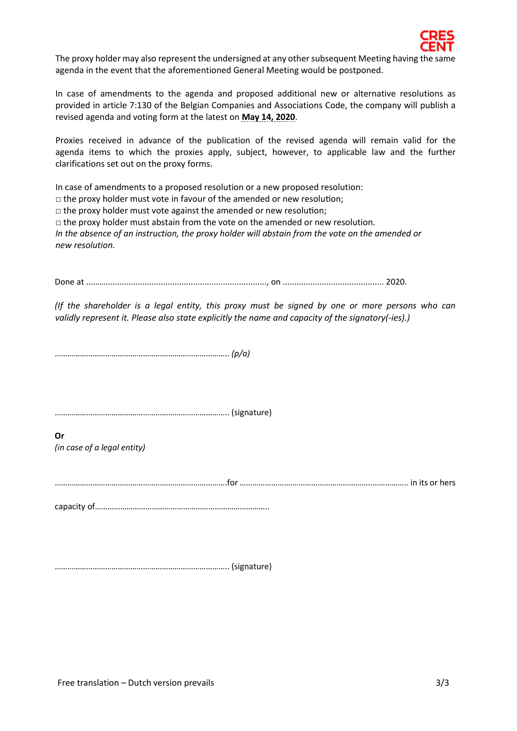The proxy holder may also represent the undersigned at any other subsequent Meeting having the same agenda in the event that the aforementioned General Meeting would be postponed.

In case of amendments to the agenda and proposed additional new or alternative resolutions as provided in article 7:130 of the Belgian Companies and Associations Code, the company will publish a revised agenda and voting form at the latest on **May 14, 2020**.

Proxies received in advance of the publication of the revised agenda will remain valid for the agenda items to which the proxies apply, subject, however, to applicable law and the further clarifications set out on the proxy forms.

In case of amendments to a proposed resolution or a new proposed resolution:
□ the proxy holder must vote in favour of the amended or new resolution;
□ the proxy holder must vote against the amended or new resolution;
□ the proxy holder must abstain from the vote on the amended or new resolution.
*In the absence of an instruction, the proxy holder will abstain from the vote on the amended or new resolution.*

Done at ................................................................................, on ............................................ 2020.

*(If the shareholder is a legal entity, this proxy must be signed by one or more persons who can validly represent it. Please also state explicitly the name and capacity of the signatory(-ies).)*

………………………………………………………………………. *(p/a)*

………………………………………………………………………. (signature)

**Or**
*(in case of a legal entity)*

……………………………………………………………………….for ……………………………………………………………........………. in its or hers capacity of……………………………………………………………………….

………………………………………………………………………. (signature)

Free translation – Dutch version prevails